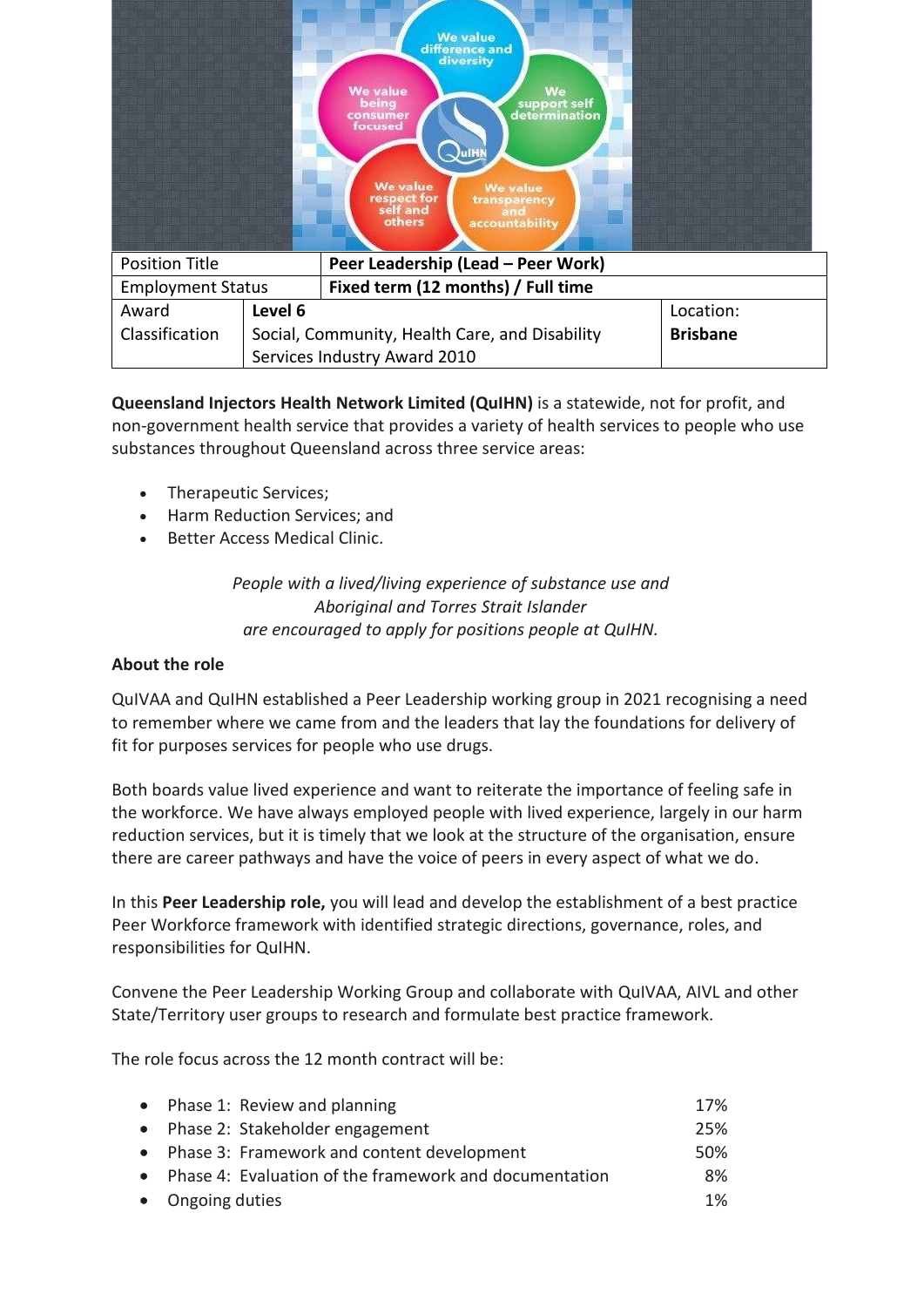| Position Title | Peer Leadership (Lead – Peer Work) | |
| --- | --- | --- |
| Employment Status | Fixed term (12 months) / Full time | |
| Award Classification | **Level 6** Social, Community, Health Care, and Disability Services Industry Award 2010 | Location: **Brisbane** |

**Queensland Injectors Health Network Limited (QuIHN)** is a statewide, not for profit, and non-government health service that provides a variety of health services to people who use substances throughout Queensland across three service areas:

- Therapeutic Services;
- Harm Reduction Services; and
- Better Access Medical Clinic.

*People with a lived/living experience of substance use and Aboriginal and Torres Strait Islander are encouraged to apply for positions people at QuIHN.*

**About the role**

QuIVAA and QuIHN established a Peer Leadership working group in 2021 recognising a need to remember where we came from and the leaders that lay the foundations for delivery of fit for purposes services for people who use drugs.

Both boards value lived experience and want to reiterate the importance of feeling safe in the workforce. We have always employed people with lived experience, largely in our harm reduction services, but it is timely that we look at the structure of the organisation, ensure there are career pathways and have the voice of peers in every aspect of what we do.

In this **Peer Leadership role,** you will lead and develop the establishment of a best practice Peer Workforce framework with identified strategic directions, governance, roles, and responsibilities for QuIHN.

Convene the Peer Leadership Working Group and collaborate with QuIVAA, AIVL and other State/Territory user groups to research and formulate best practice framework.

The role focus across the 12 month contract will be:

- Phase 1: Review and planning 17%
- Phase 2: Stakeholder engagement 25%
- Phase 3: Framework and content development 50%
- Phase 4: Evaluation of the framework and documentation 8%
- Ongoing duties 1%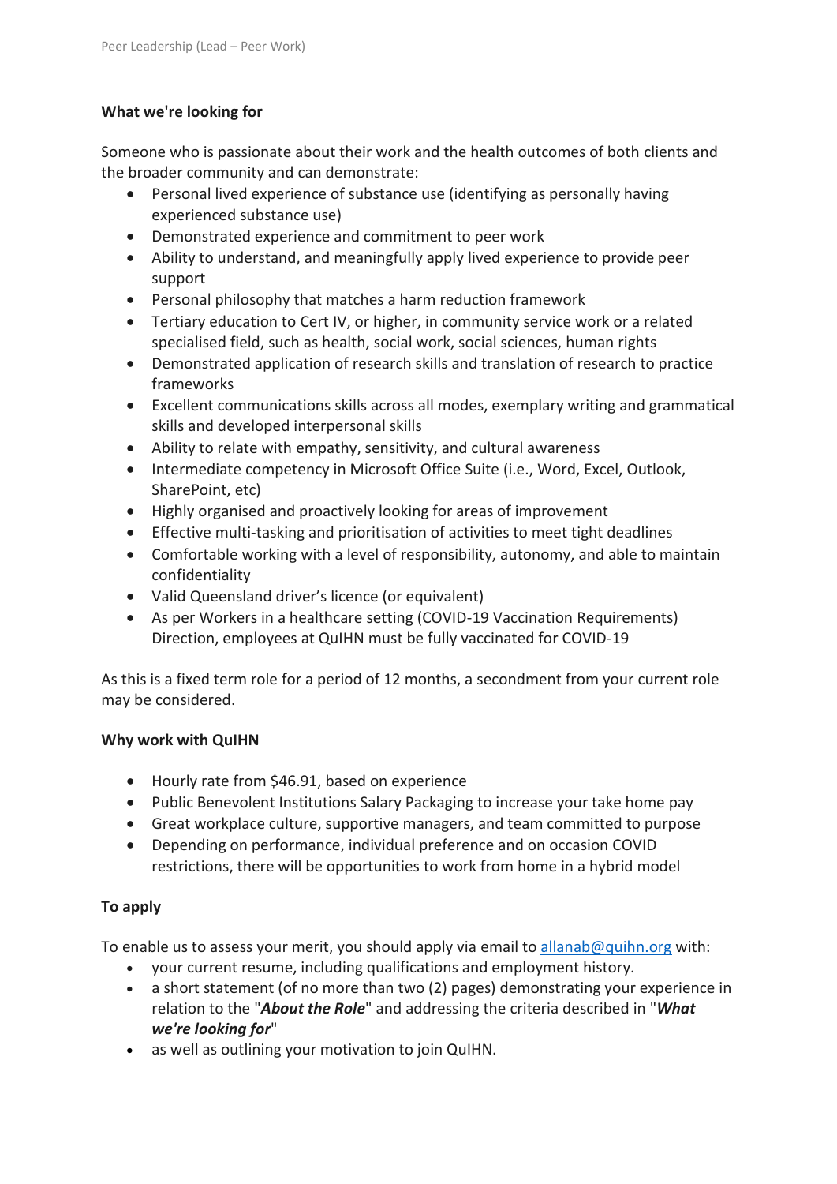**What we're looking for**

Someone who is passionate about their work and the health outcomes of both clients and the broader community and can demonstrate:

- Personal lived experience of substance use (identifying as personally having experienced substance use)
- Demonstrated experience and commitment to peer work
- Ability to understand, and meaningfully apply lived experience to provide peer support
- Personal philosophy that matches a harm reduction framework
- Tertiary education to Cert IV, or higher, in community service work or a related specialised field, such as health, social work, social sciences, human rights
- Demonstrated application of research skills and translation of research to practice frameworks
- Excellent communications skills across all modes, exemplary writing and grammatical skills and developed interpersonal skills
- Ability to relate with empathy, sensitivity, and cultural awareness
- Intermediate competency in Microsoft Office Suite (i.e., Word, Excel, Outlook, SharePoint, etc)
- Highly organised and proactively looking for areas of improvement
- Effective multi-tasking and prioritisation of activities to meet tight deadlines
- Comfortable working with a level of responsibility, autonomy, and able to maintain confidentiality
- Valid Queensland driver's licence (or equivalent)
- As per Workers in a healthcare setting (COVID-19 Vaccination Requirements) Direction, employees at QuIHN must be fully vaccinated for COVID-19

As this is a fixed term role for a period of 12 months, a secondment from your current role may be considered.

**Why work with QuIHN**

- Hourly rate from $46.91, based on experience
- Public Benevolent Institutions Salary Packaging to increase your take home pay
- Great workplace culture, supportive managers, and team committed to purpose
- Depending on performance, individual preference and on occasion COVID restrictions, there will be opportunities to work from home in a hybrid model

**To apply**

To enable us to assess your merit, you should apply via email to [allanab@quihn.org](mailto:allanab@quihn.org) with:

- your current resume, including qualifications and employment history.
- a short statement (of no more than two (2) pages) demonstrating your experience in relation to the "***About the Role***" and addressing the criteria described in "***What we're looking for***"
- as well as outlining your motivation to join QuIHN.